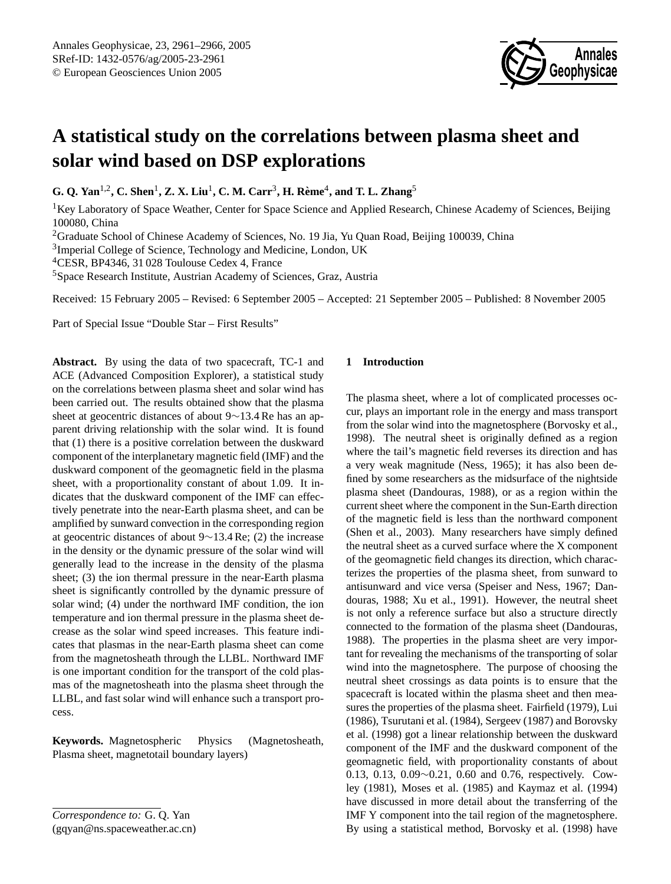# A statistical study on the correlations between plasma sheet and solar wind based on DSP explorations

**G. Q. Yan[1,2], C. Shen[1], Z. X. Liu[1], C. M. Carr[3], H. Rème[4], and T. L. Zhang[5]**

[1]Key Laboratory of Space Weather, Center for Space Science and Applied Research, Chinese Academy of Sciences, Beijing 100080, China

[2]Graduate School of Chinese Academy of Sciences, No. 19 Jia, Yu Quan Road, Beijing 100039, China

[3]Imperial College of Science, Technology and Medicine, London, UK

[4]CESR, BP4346, 31 028 Toulouse Cedex 4, France

[5]Space Research Institute, Austrian Academy of Sciences, Graz, Austria

Received: 15 February 2005 – Revised: 6 September 2005 – Accepted: 21 September 2005 – Published: 8 November 2005

Part of Special Issue "Double Star – First Results"

**Abstract.** By using the data of two spacecraft, TC-1 and ACE (Advanced Composition Explorer), a statistical study on the correlations between plasma sheet and solar wind has been carried out. The results obtained show that the plasma sheet at geocentric distances of about 9∼13.4 Re has an apparent driving relationship with the solar wind. It is found that (1) there is a positive correlation between the duskward component of the interplanetary magnetic field (IMF) and the duskward component of the geomagnetic field in the plasma sheet, with a proportionality constant of about 1.09. It indicates that the duskward component of the IMF can effectively penetrate into the near-Earth plasma sheet, and can be amplified by sunward convection in the corresponding region at geocentric distances of about 9∼13.4 Re; (2) the increase in the density or the dynamic pressure of the solar wind will generally lead to the increase in the density of the plasma sheet; (3) the ion thermal pressure in the near-Earth plasma sheet is significantly controlled by the dynamic pressure of solar wind; (4) under the northward IMF condition, the ion temperature and ion thermal pressure in the plasma sheet decrease as the solar wind speed increases. This feature indicates that plasmas in the near-Earth plasma sheet can come from the magnetosheath through the LLBL. Northward IMF is one important condition for the transport of the cold plasmas of the magnetosheath into the plasma sheet through the LLBL, and fast solar wind will enhance such a transport process.

**Keywords.** Magnetospheric Physics (Magnetosheath, Plasma sheet, magnetotail boundary layers)

## 1 Introduction

The plasma sheet, where a lot of complicated processes occur, plays an important role in the energy and mass transport from the solar wind into the magnetosphere (Borvosky et al., 1998). The neutral sheet is originally defined as a region where the tail's magnetic field reverses its direction and has a very weak magnitude (Ness, 1965); it has also been defined by some researchers as the midsurface of the nightside plasma sheet (Dandouras, 1988), or as a region within the current sheet where the component in the Sun-Earth direction of the magnetic field is less than the northward component (Shen et al., 2003). Many researchers have simply defined the neutral sheet as a curved surface where the X component of the geomagnetic field changes its direction, which characterizes the properties of the plasma sheet, from sunward to antisunward and vice versa (Speiser and Ness, 1967; Dandouras, 1988; Xu et al., 1991). However, the neutral sheet is not only a reference surface but also a structure directly connected to the formation of the plasma sheet (Dandouras, 1988). The properties in the plasma sheet are very important for revealing the mechanisms of the transporting of solar wind into the magnetosphere. The purpose of choosing the neutral sheet crossings as data points is to ensure that the spacecraft is located within the plasma sheet and then measures the properties of the plasma sheet. Fairfield (1979), Lui (1986), Tsurutani et al. (1984), Sergeev (1987) and Borvosky et al. (1998) got a linear relationship between the duskward component of the IMF and the duskward component of the geomagnetic field, with proportionality constants of about 0.13, 0.13, 0.09∼0.21, 0.60 and 0.76, respectively. Cowley (1981), Moses et al. (1985) and Kaymaz et al. (1994) have discussed in more detail about the transferring of the IMF Y component into the tail region of the magnetosphere. By using a statistical method, Borvosky et al. (1998) have

*Correspondence to:* G. Q. Yan
(gqyan@ns.spaceweather.ac.cn)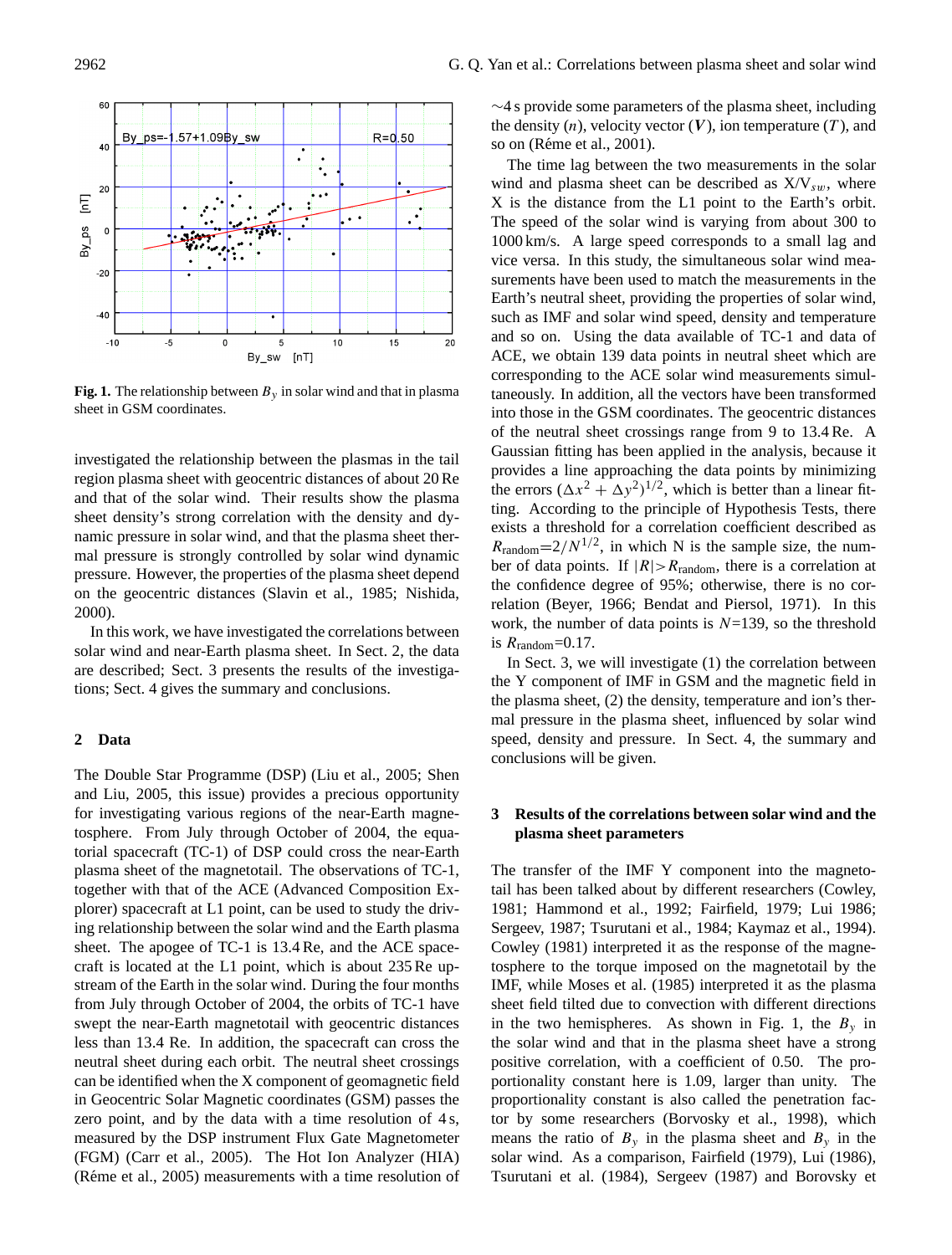**Fig. 1.** The relationship between $B_y$ in solar wind and that in plasma sheet in GSM coordinates.

investigated the relationship between the plasmas in the tail region plasma sheet with geocentric distances of about 20 Re and that of the solar wind. Their results show the plasma sheet density's strong correlation with the density and dynamic pressure in solar wind, and that the plasma sheet thermal pressure is strongly controlled by solar wind dynamic pressure. However, the properties of the plasma sheet depend on the geocentric distances (Slavin et al., 1985; Nishida, 2000).

In this work, we have investigated the correlations between solar wind and near-Earth plasma sheet. In Sect. 2, the data are described; Sect. 3 presents the results of the investigations; Sect. 4 gives the summary and conclusions.

## 2 Data

The Double Star Programme (DSP) (Liu et al., 2005; Shen and Liu, 2005, this issue) provides a precious opportunity for investigating various regions of the near-Earth magnetosphere. From July through October of 2004, the equatorial spacecraft (TC-1) of DSP could cross the near-Earth plasma sheet of the magnetotail. The observations of TC-1, together with that of the ACE (Advanced Composition Explorer) spacecraft at L1 point, can be used to study the driving relationship between the solar wind and the Earth plasma sheet. The apogee of TC-1 is 13.4 Re, and the ACE spacecraft is located at the L1 point, which is about 235 Re upstream of the Earth in the solar wind. During the four months from July through October of 2004, the orbits of TC-1 have swept the near-Earth magnetotail with geocentric distances less than 13.4 Re. In addition, the spacecraft can cross the neutral sheet during each orbit. The neutral sheet crossings can be identified when the X component of geomagnetic field in Geocentric Solar Magnetic coordinates (GSM) passes the zero point, and by the data with a time resolution of 4 s, measured by the DSP instrument Flux Gate Magnetometer (FGM) (Carr et al., 2005). The Hot Ion Analyzer (HIA) (Réme et al., 2005) measurements with a time resolution of ~4 s provide some parameters of the plasma sheet, including the density ($n$), velocity vector ($\boldsymbol{V}$), ion temperature ($T$), and so on (Réme et al., 2001).

The time lag between the two measurements in the solar wind and plasma sheet can be described as $X/V_{sw}$, where X is the distance from the L1 point to the Earth's orbit. The speed of the solar wind is varying from about 300 to 1000 km/s. A large speed corresponds to a small lag and vice versa. In this study, the simultaneous solar wind measurements have been used to match the measurements in the Earth's neutral sheet, providing the properties of solar wind, such as IMF and solar wind speed, density and temperature and so on. Using the data available of TC-1 and data of ACE, we obtain 139 data points in neutral sheet which are corresponding to the ACE solar wind measurements simultaneously. In addition, all the vectors have been transformed into those in the GSM coordinates. The geocentric distances of the neutral sheet crossings range from 9 to 13.4 Re. A Gaussian fitting has been applied in the analysis, because it provides a line approaching the data points by minimizing the errors $(\Delta x^2 + \Delta y^2)^{1/2}$, which is better than a linear fitting. According to the principle of Hypothesis Tests, there exists a threshold for a correlation coefficient described as $R_{\text{random}}=2/N^{1/2}$, in which N is the sample size, the number of data points. If $|R|>R_{\text{random}}$, there is a correlation at the confidence degree of 95%; otherwise, there is no correlation (Beyer, 1966; Bendat and Piersol, 1971). In this work, the number of data points is $N$=139, so the threshold is $R_{\text{random}}$=0.17.

In Sect. 3, we will investigate (1) the correlation between the Y component of IMF in GSM and the magnetic field in the plasma sheet, (2) the density, temperature and ion's thermal pressure in the plasma sheet, influenced by solar wind speed, density and pressure. In Sect. 4, the summary and conclusions will be given.

## 3 Results of the correlations between solar wind and the plasma sheet parameters

The transfer of the IMF Y component into the magnetotail has been talked about by different researchers (Cowley, 1981; Hammond et al., 1992; Fairfield, 1979; Lui 1986; Sergeev, 1987; Tsurutani et al., 1984; Kaymaz et al., 1994). Cowley (1981) interpreted it as the response of the magnetosphere to the torque imposed on the magnetotail by the IMF, while Moses et al. (1985) interpreted it as the plasma sheet field tilted due to convection with different directions in the two hemispheres. As shown in Fig. 1, the $B_y$ in the solar wind and that in the plasma sheet have a strong positive correlation, with a coefficient of 0.50. The proportionality constant here is 1.09, larger than unity. The proportionality constant is also called the penetration factor by some researchers (Borvosky et al., 1998), which means the ratio of $B_y$ in the plasma sheet and $B_y$ in the solar wind. As a comparison, Fairfield (1979), Lui (1986), Tsurutani et al. (1984), Sergeev (1987) and Borovsky et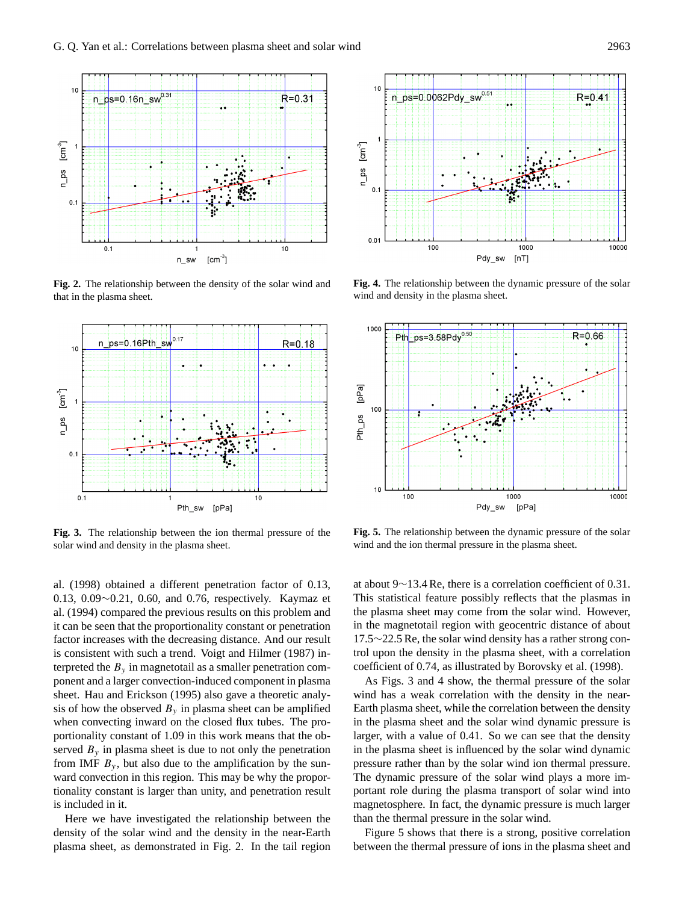**Fig. 2.** The relationship between the density of the solar wind and that in the plasma sheet.

**Fig. 4.** The relationship between the dynamic pressure of the solar wind and density in the plasma sheet.

**Fig. 3.** The relationship between the ion thermal pressure of the solar wind and density in the plasma sheet.

**Fig. 5.** The relationship between the dynamic pressure of the solar wind and the ion thermal pressure in the plasma sheet.

al. (1998) obtained a different penetration factor of 0.13, 0.13, 0.09∼0.21, 0.60, and 0.76, respectively. Kaymaz et al. (1994) compared the previous results on this problem and it can be seen that the proportionality constant or penetration factor increases with the decreasing distance. And our result is consistent with such a trend. Voigt and Hilmer (1987) interpreted the $B_y$ in magnetotail as a smaller penetration component and a larger convection-induced component in plasma sheet. Hau and Erickson (1995) also gave a theoretic analysis of how the observed $B_y$ in plasma sheet can be amplified when convecting inward on the closed flux tubes. The proportionality constant of 1.09 in this work means that the observed $B_y$ in plasma sheet is due to not only the penetration from IMF $B_y$, but also due to the amplification by the sunward convection in this region. This may be why the proportionality constant is larger than unity, and penetration result is included in it.

Here we have investigated the relationship between the density of the solar wind and the density in the near-Earth plasma sheet, as demonstrated in Fig. 2. In the tail region at about 9∼13.4 Re, there is a correlation coefficient of 0.31. This statistical feature possibly reflects that the plasmas in the plasma sheet may come from the solar wind. However, in the magnetotail region with geocentric distance of about 17.5∼22.5 Re, the solar wind density has a rather strong control upon the density in the plasma sheet, with a correlation coefficient of 0.74, as illustrated by Borovsky et al. (1998).

As Figs. 3 and 4 show, the thermal pressure of the solar wind has a weak correlation with the density in the near-Earth plasma sheet, while the correlation between the density in the plasma sheet and the solar wind dynamic pressure is larger, with a value of 0.41. So we can see that the density in the plasma sheet is influenced by the solar wind dynamic pressure rather than by the solar wind ion thermal pressure. The dynamic pressure of the solar wind plays a more important role during the plasma transport of solar wind into magnetosphere. In fact, the dynamic pressure is much larger than the thermal pressure in the solar wind.

Figure 5 shows that there is a strong, positive correlation between the thermal pressure of ions in the plasma sheet and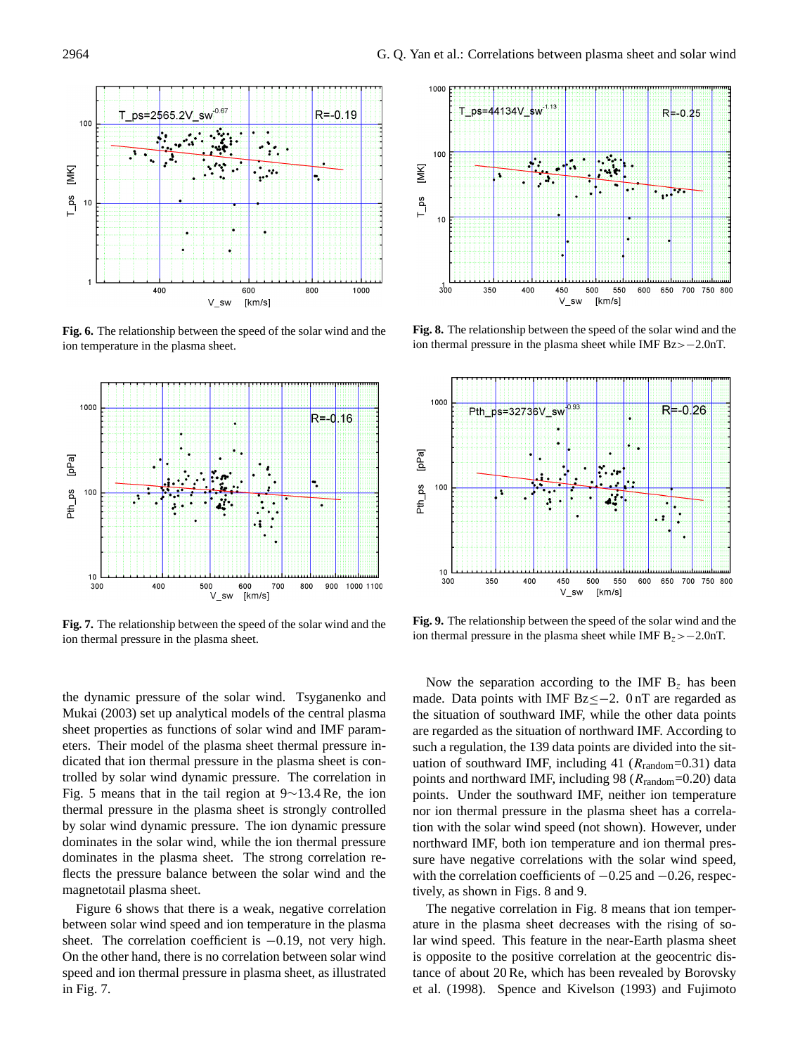**Fig. 6.** The relationship between the speed of the solar wind and the ion temperature in the plasma sheet.

**Fig. 8.** The relationship between the speed of the solar wind and the ion thermal pressure in the plasma sheet while IMF Bz>−2.0nT.

**Fig. 7.** The relationship between the speed of the solar wind and the ion thermal pressure in the plasma sheet.

**Fig. 9.** The relationship between the speed of the solar wind and the ion thermal pressure in the plasma sheet while IMF $B_z$>−2.0nT.

the dynamic pressure of the solar wind. Tsyganenko and Mukai (2003) set up analytical models of the central plasma sheet properties as functions of solar wind and IMF parameters. Their model of the plasma sheet thermal pressure indicated that ion thermal pressure in the plasma sheet is controlled by solar wind dynamic pressure. The correlation in Fig. 5 means that in the tail region at 9∼13.4 Re, the ion thermal pressure in the plasma sheet is strongly controlled by solar wind dynamic pressure. The ion dynamic pressure dominates in the solar wind, while the ion thermal pressure dominates in the plasma sheet. The strong correlation reflects the pressure balance between the solar wind and the magnetotail plasma sheet.

Figure 6 shows that there is a weak, negative correlation between solar wind speed and ion temperature in the plasma sheet. The correlation coefficient is −0.19, not very high. On the other hand, there is no correlation between solar wind speed and ion thermal pressure in plasma sheet, as illustrated in Fig. 7.

Now the separation according to the IMF $B_z$ has been made. Data points with IMF Bz≤−2. 0 nT are regarded as the situation of southward IMF, while the other data points are regarded as the situation of northward IMF. According to such a regulation, the 139 data points are divided into the situation of southward IMF, including 41 ($R_{\mathrm{random}}$=0.31) data points and northward IMF, including 98 ($R_{\mathrm{random}}$=0.20) data points. Under the southward IMF, neither ion temperature nor ion thermal pressure in the plasma sheet has a correlation with the solar wind speed (not shown). However, under northward IMF, both ion temperature and ion thermal pressure have negative correlations with the solar wind speed, with the correlation coefficients of −0.25 and −0.26, respectively, as shown in Figs. 8 and 9.

The negative correlation in Fig. 8 means that ion temperature in the plasma sheet decreases with the rising of solar wind speed. This feature in the near-Earth plasma sheet is opposite to the positive correlation at the geocentric distance of about 20 Re, which has been revealed by Borovsky et al. (1998). Spence and Kivelson (1993) and Fujimoto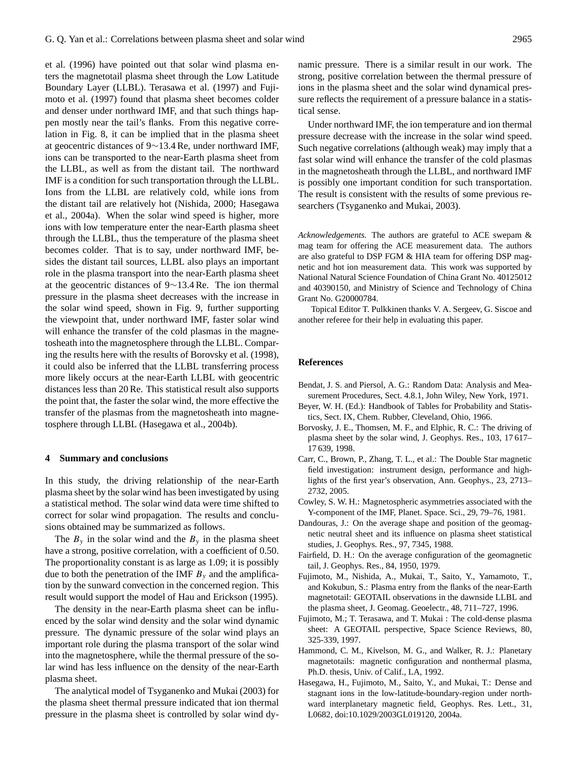et al. (1996) have pointed out that solar wind plasma enters the magnetotail plasma sheet through the Low Latitude Boundary Layer (LLBL). Terasawa et al. (1997) and Fujimoto et al. (1997) found that plasma sheet becomes colder and denser under northward IMF, and that such things happen mostly near the tail's flanks. From this negative correlation in Fig. 8, it can be implied that in the plasma sheet at geocentric distances of 9∼13.4 Re, under northward IMF, ions can be transported to the near-Earth plasma sheet from the LLBL, as well as from the distant tail. The northward IMF is a condition for such transportation through the LLBL. Ions from the LLBL are relatively cold, while ions from the distant tail are relatively hot (Nishida, 2000; Hasegawa et al., 2004a). When the solar wind speed is higher, more ions with low temperature enter the near-Earth plasma sheet through the LLBL, thus the temperature of the plasma sheet becomes colder. That is to say, under northward IMF, besides the distant tail sources, LLBL also plays an important role in the plasma transport into the near-Earth plasma sheet at the geocentric distances of 9∼13.4 Re. The ion thermal pressure in the plasma sheet decreases with the increase in the solar wind speed, shown in Fig. 9, further supporting the viewpoint that, under northward IMF, faster solar wind will enhance the transfer of the cold plasmas in the magnetosheath into the magnetosphere through the LLBL. Comparing the results here with the results of Borovsky et al. (1998), it could also be inferred that the LLBL transferring process more likely occurs at the near-Earth LLBL with geocentric distances less than 20 Re. This statistical result also supports the point that, the faster the solar wind, the more effective the transfer of the plasmas from the magnetosheath into magnetosphere through LLBL (Hasegawa et al., 2004b).

## 4 Summary and conclusions

In this study, the driving relationship of the near-Earth plasma sheet by the solar wind has been investigated by using a statistical method. The solar wind data were time shifted to correct for solar wind propagation. The results and conclusions obtained may be summarized as follows.

The $B_y$ in the solar wind and the $B_y$ in the plasma sheet have a strong, positive correlation, with a coefficient of 0.50. The proportionality constant is as large as 1.09; it is possibly due to both the penetration of the IMF $B_y$ and the amplification by the sunward convection in the concerned region. This result would support the model of Hau and Erickson (1995).

The density in the near-Earth plasma sheet can be influenced by the solar wind density and the solar wind dynamic pressure. The dynamic pressure of the solar wind plays an important role during the plasma transport of the solar wind into the magnetosphere, while the thermal pressure of the solar wind has less influence on the density of the near-Earth plasma sheet.

The analytical model of Tsyganenko and Mukai (2003) for the plasma sheet thermal pressure indicated that ion thermal pressure in the plasma sheet is controlled by solar wind dynamic pressure. There is a similar result in our work. The strong, positive correlation between the thermal pressure of ions in the plasma sheet and the solar wind dynamical pressure reflects the requirement of a pressure balance in a statistical sense.

Under northward IMF, the ion temperature and ion thermal pressure decrease with the increase in the solar wind speed. Such negative correlations (although weak) may imply that a fast solar wind will enhance the transfer of the cold plasmas in the magnetosheath through the LLBL, and northward IMF is possibly one important condition for such transportation. The result is consistent with the results of some previous researchers (Tsyganenko and Mukai, 2003).

*Acknowledgements.* The authors are grateful to ACE swepam & mag team for offering the ACE measurement data. The authors are also grateful to DSP FGM & HIA team for offering DSP magnetic and hot ion measurement data. This work was supported by National Natural Science Foundation of China Grant No. 40125012 and 40390150, and Ministry of Science and Technology of China Grant No. G20000784.

Topical Editor T. Pulkkinen thanks V. A. Sergeev, G. Siscoe and another referee for their help in evaluating this paper.

## References

Bendat, J. S. and Piersol, A. G.: Random Data: Analysis and Measurement Procedures, Sect. 4.8.1, John Wiley, New York, 1971.

Beyer, W. H. (Ed.): Handbook of Tables for Probability and Statistics, Sect. IX, Chem. Rubber, Cleveland, Ohio, 1966.

Borvosky, J. E., Thomsen, M. F., and Elphic, R. C.: The driving of plasma sheet by the solar wind, J. Geophys. Res., 103, 17 617–17 639, 1998.

Carr, C., Brown, P., Zhang, T. L., et al.: The Double Star magnetic field investigation: instrument design, performance and highlights of the first year's observation, Ann. Geophys., 23, 2713–2732, 2005.

Cowley, S. W. H.: Magnetospheric asymmetries associated with the Y-component of the IMF, Planet. Space. Sci., 29, 79–76, 1981.

Dandouras, J.: On the average shape and position of the geomagnetic neutral sheet and its influence on plasma sheet statistical studies, J. Geophys. Res., 97, 7345, 1988.

Fairfield, D. H.: On the average configuration of the geomagnetic tail, J. Geophys. Res., 84, 1950, 1979.

Fujimoto, M., Nishida, A., Mukai, T., Saito, Y., Yamamoto, T., and Kokubun, S.: Plasma entry from the flanks of the near-Earth magnetotail: GEOTAIL observations in the dawnside LLBL and the plasma sheet, J. Geomag. Geoelectr., 48, 711–727, 1996.

Fujimoto, M.; T. Terasawa, and T. Mukai : The cold-dense plasma sheet: A GEOTAIL perspective, Space Science Reviews, 80, 325-339, 1997.

Hammond, C. M., Kivelson, M. G., and Walker, R. J.: Planetary magnetotails: magnetic configuration and nonthermal plasma, Ph.D. thesis, Univ. of Calif., LA, 1992.

Hasegawa, H., Fujimoto, M., Saito, Y., and Mukai, T.: Dense and stagnant ions in the low-latitude-boundary-region under northward interplanetary magnetic field, Geophys. Res. Lett., 31, L0682, doi:10.1029/2003GL019120, 2004a.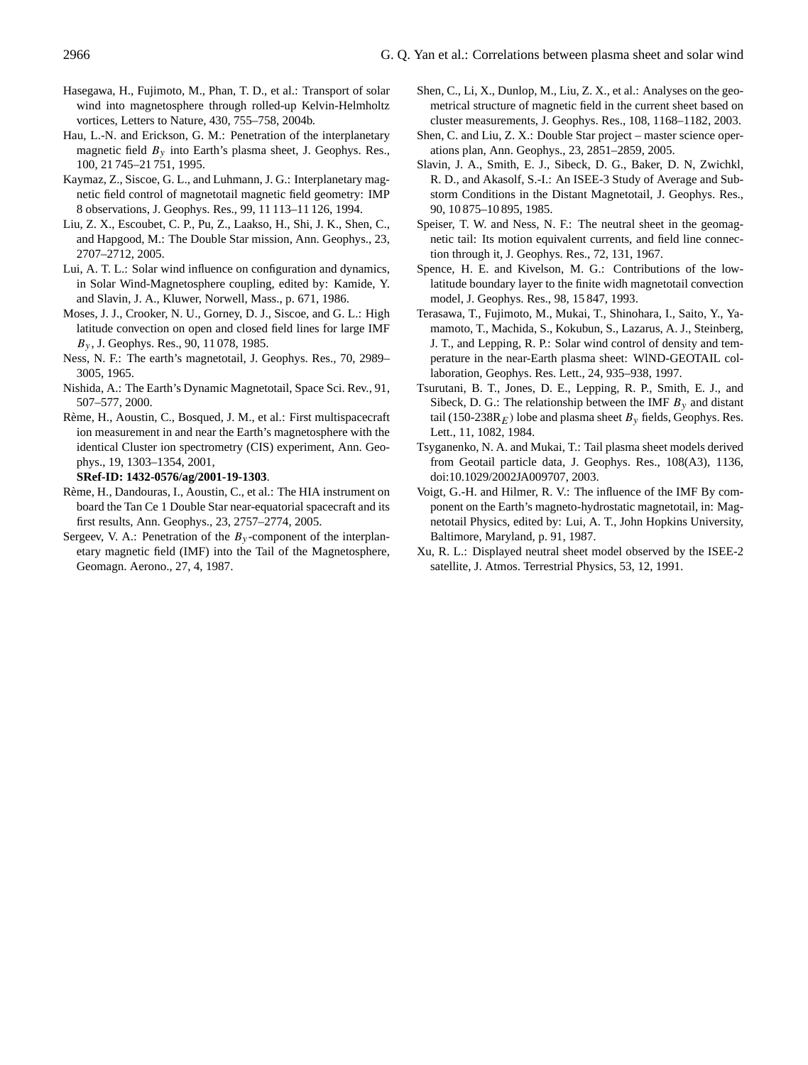Hasegawa, H., Fujimoto, M., Phan, T. D., et al.: Transport of solar wind into magnetosphere through rolled-up Kelvin-Helmholtz vortices, Letters to Nature, 430, 755–758, 2004b.

Hau, L.-N. and Erickson, G. M.: Penetration of the interplanetary magnetic field $B_y$ into Earth's plasma sheet, J. Geophys. Res., 100, 21 745–21 751, 1995.

Kaymaz, Z., Siscoe, G. L., and Luhmann, J. G.: Interplanetary magnetic field control of magnetotail magnetic field geometry: IMP 8 observations, J. Geophys. Res., 99, 11 113–11 126, 1994.

Liu, Z. X., Escoubet, C. P., Pu, Z., Laakso, H., Shi, J. K., Shen, C., and Hapgood, M.: The Double Star mission, Ann. Geophys., 23, 2707–2712, 2005.

Lui, A. T. L.: Solar wind influence on configuration and dynamics, in Solar Wind-Magnetosphere coupling, edited by: Kamide, Y. and Slavin, J. A., Kluwer, Norwell, Mass., p. 671, 1986.

Moses, J. J., Crooker, N. U., Gorney, D. J., Siscoe, and G. L.: High latitude convection on open and closed field lines for large IMF $B_y$, J. Geophys. Res., 90, 11 078, 1985.

Ness, N. F.: The earth's magnetotail, J. Geophys. Res., 70, 2989–3005, 1965.

Nishida, A.: The Earth's Dynamic Magnetotail, Space Sci. Rev., 91, 507–577, 2000.

Rème, H., Aoustin, C., Bosqued, J. M., et al.: First multispacecraft ion measurement in and near the Earth's magnetosphere with the identical Cluster ion spectrometry (CIS) experiment, Ann. Geophys., 19, 1303–1354, 2001,
**SRef-ID: 1432-0576/ag/2001-19-1303**.

Rème, H., Dandouras, I., Aoustin, C., et al.: The HIA instrument on board the Tan Ce 1 Double Star near-equatorial spacecraft and its first results, Ann. Geophys., 23, 2757–2774, 2005.

Sergeev, V. A.: Penetration of the $B_y$-component of the interplanetary magnetic field (IMF) into the Tail of the Magnetosphere, Geomagn. Aerono., 27, 4, 1987.

Shen, C., Li, X., Dunlop, M., Liu, Z. X., et al.: Analyses on the geometrical structure of magnetic field in the current sheet based on cluster measurements, J. Geophys. Res., 108, 1168–1182, 2003.

Shen, C. and Liu, Z. X.: Double Star project – master science operations plan, Ann. Geophys., 23, 2851–2859, 2005.

Slavin, J. A., Smith, E. J., Sibeck, D. G., Baker, D. N, Zwichkl, R. D., and Akasolf, S.-I.: An ISEE-3 Study of Average and Substorm Conditions in the Distant Magnetotail, J. Geophys. Res., 90, 10 875–10 895, 1985.

Speiser, T. W. and Ness, N. F.: The neutral sheet in the geomagnetic tail: Its motion equivalent currents, and field line connection through it, J. Geophys. Res., 72, 131, 1967.

Spence, H. E. and Kivelson, M. G.: Contributions of the low-latitude boundary layer to the finite widh magnetotail convection model, J. Geophys. Res., 98, 15 847, 1993.

Terasawa, T., Fujimoto, M., Mukai, T., Shinohara, I., Saito, Y., Yamamoto, T., Machida, S., Kokubun, S., Lazarus, A. J., Steinberg, J. T., and Lepping, R. P.: Solar wind control of density and temperature in the near-Earth plasma sheet: WIND-GEOTAIL collaboration, Geophys. Res. Lett., 24, 935–938, 1997.

Tsurutani, B. T., Jones, D. E., Lepping, R. P., Smith, E. J., and Sibeck, D. G.: The relationship between the IMF $B_y$ and distant tail (150-238R$_E$) lobe and plasma sheet $B_y$ fields, Geophys. Res. Lett., 11, 1082, 1984.

Tsyganenko, N. A. and Mukai, T.: Tail plasma sheet models derived from Geotail particle data, J. Geophys. Res., 108(A3), 1136, doi:10.1029/2002JA009707, 2003.

Voigt, G.-H. and Hilmer, R. V.: The influence of the IMF By component on the Earth's magneto-hydrostatic magnetotail, in: Magnetotail Physics, edited by: Lui, A. T., John Hopkins University, Baltimore, Maryland, p. 91, 1987.

Xu, R. L.: Displayed neutral sheet model observed by the ISEE-2 satellite, J. Atmos. Terrestrial Physics, 53, 12, 1991.